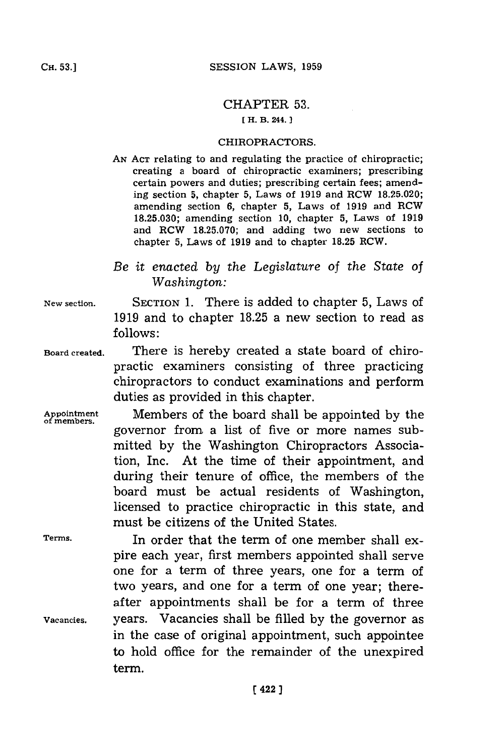# CHAPTER 53.

[ H. B. 244. ]

## CHIROPRACTORS.

AN ACT relating to and regulating the practice of chiropractic; creating a board of chiropractic examiners; prescribing certain powers and duties; prescribing certain fees; amending section 5, chapter 5, Laws of 1919 and RCW 18.25.020; amending section 6, chapter 5, Laws of 1919 and RCW 18.25.030; amending section 10, chapter 5, Laws of 1919 and RCW 18.25.070; and adding two new sections to chapter 5, Laws of 1919 and to chapter 18.25 RCW.

*Be it enacted by the Legislature of the State of Washington:*

New section.

SECTION 1. There is added to chapter 5, Laws of 1919 and to chapter 18.25 a new section to read as follows:

Board created.

There is hereby created a state board of chiropractic examiners consisting of three practicing chiropractors to conduct examinations and perform duties as provided in this chapter.

Appointment of members.

Members of the board shall be appointed by the governor from a list of five or more names submitted by the Washington Chiropractors Association, Inc. At the time of their appointment, and during their tenure of office, the members of the board must be actual residents of Washington, licensed to practice chiropractic in this state, and must be citizens of the United States.

Terms.

In order that the term of one member shall expire each year, first members appointed shall serve one for a term of three years, one for a term of two years, and one for a term of one year; thereafter appointments shall be for a term of three years. Vacancies shall be filled by the governor as in the case of original appointment, such appointee to hold office for the remainder of the unexpired term.

Vacancies.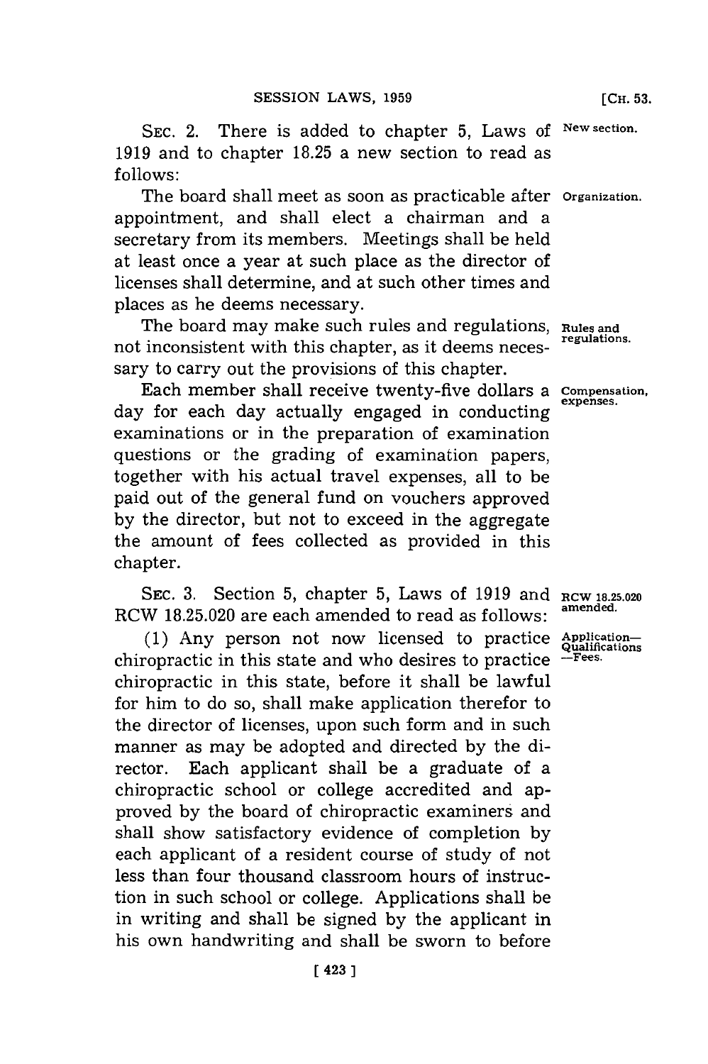SEC. 2. There is added to chapter 5, Laws of 1919 and to chapter 18.25 a new section to read as follows:

New section.

Organization.

The board shall meet as soon as practicable after appointment, and shall elect a chairman and a secretary from its members. Meetings shall be held at least once a year at such place as the director of licenses shall determine, and at such other times and places as he deems necessary.

Rules and regulations.

The board may make such rules and regulations, not inconsistent with this chapter, as it deems necessary to carry out the provisions of this chapter.

Compensation, expenses.

Each member shall receive twenty-five dollars a day for each day actually engaged in conducting examinations or in the preparation of examination questions or the grading of examination papers, together with his actual travel expenses, all to be paid out of the general fund on vouchers approved by the director, but not to exceed in the aggregate the amount of fees collected as provided in this chapter.

RCW 18.25.020 amended.

SEC. 3. Section 5, chapter 5, Laws of 1919 and RCW 18.25.020 are each amended to read as follows:

Application—Qualifications—Fees.

(1) Any person not now licensed to practice chiropractic in this state and who desires to practice chiropractic in this state, before it shall be lawful for him to do so, shall make application therefor to the director of licenses, upon such form and in such manner as may be adopted and directed by the director. Each applicant shall be a graduate of a chiropractic school or college accredited and approved by the board of chiropractic examiners and shall show satisfactory evidence of completion by each applicant of a resident course of study of not less than four thousand classroom hours of instruction in such school or college. Applications shall be in writing and shall be signed by the applicant in his own handwriting and shall be sworn to before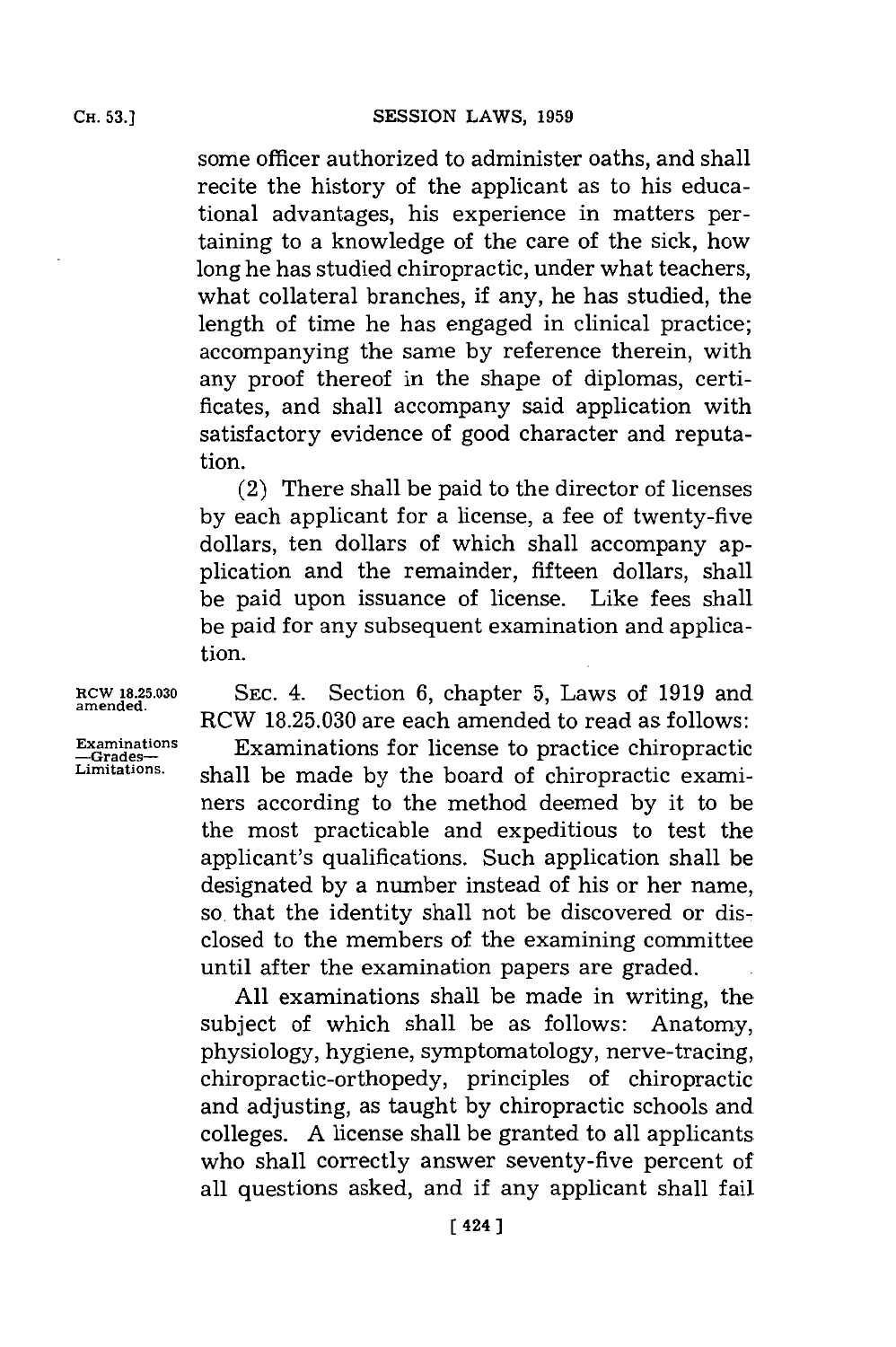some officer authorized to administer oaths, and shall recite the history of the applicant as to his educational advantages, his experience in matters pertaining to a knowledge of the care of the sick, how long he has studied chiropractic, under what teachers, what collateral branches, if any, he has studied, the length of time he has engaged in clinical practice; accompanying the same by reference therein, with any proof thereof in the shape of diplomas, certificates, and shall accompany said application with satisfactory evidence of good character and reputation.

(2) There shall be paid to the director of licenses by each applicant for a license, a fee of twenty-five dollars, ten dollars of which shall accompany application and the remainder, fifteen dollars, shall be paid upon issuance of license. Like fees shall be paid for any subsequent examination and application.

RCW 18.25.030 amended.

SEC. 4. Section 6, chapter 5, Laws of 1919 and RCW 18.25.030 are each amended to read as follows:

Examinations—Grades—Limitations.

Examinations for license to practice chiropractic shall be made by the board of chiropractic examiners according to the method deemed by it to be the most practicable and expeditious to test the applicant's qualifications. Such application shall be designated by a number instead of his or her name, so that the identity shall not be discovered or disclosed to the members of the examining committee until after the examination papers are graded.

All examinations shall be made in writing, the subject of which shall be as follows: Anatomy, physiology, hygiene, symptomatology, nerve-tracing, chiropractic-orthopedy, principles of chiropractic and adjusting, as taught by chiropractic schools and colleges. A license shall be granted to all applicants who shall correctly answer seventy-five percent of all questions asked, and if any applicant shall fail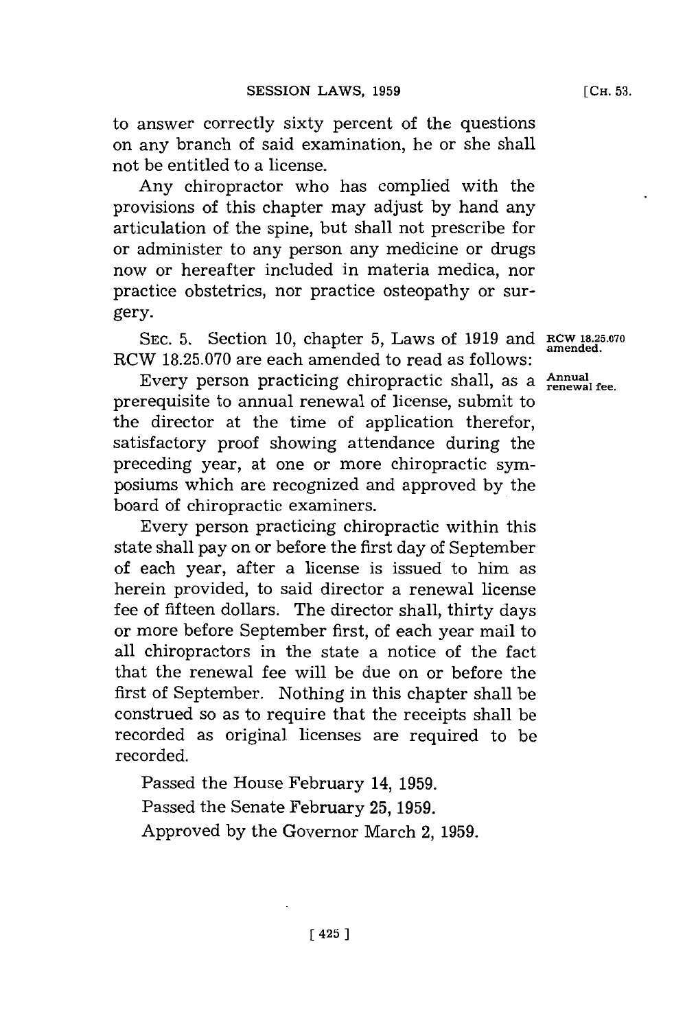to answer correctly sixty percent of the questions on any branch of said examination, he or she shall not be entitled to a license.

Any chiropractor who has complied with the provisions of this chapter may adjust by hand any articulation of the spine, but shall not prescribe for or administer to any person any medicine or drugs now or hereafter included in materia medica, nor practice obstetrics, nor practice osteopathy or surgery.

SEC. 5. Section 10, chapter 5, Laws of 1919 and RCW 18.25.070 are each amended to read as follows:

**RCW 18.25.070 amended.**

**Annual renewal fee.**

Every person practicing chiropractic shall, as a prerequisite to annual renewal of license, submit to the director at the time of application therefor, satisfactory proof showing attendance during the preceding year, at one or more chiropractic symposiums which are recognized and approved by the board of chiropractic examiners.

Every person practicing chiropractic within this state shall pay on or before the first day of September of each year, after a license is issued to him as herein provided, to said director a renewal license fee of fifteen dollars. The director shall, thirty days or more before September first, of each year mail to all chiropractors in the state a notice of the fact that the renewal fee will be due on or before the first of September. Nothing in this chapter shall be construed so as to require that the receipts shall be recorded as original licenses are required to be recorded.

Passed the House February 14, 1959.

Passed the Senate February 25, 1959.

Approved by the Governor March 2, 1959.